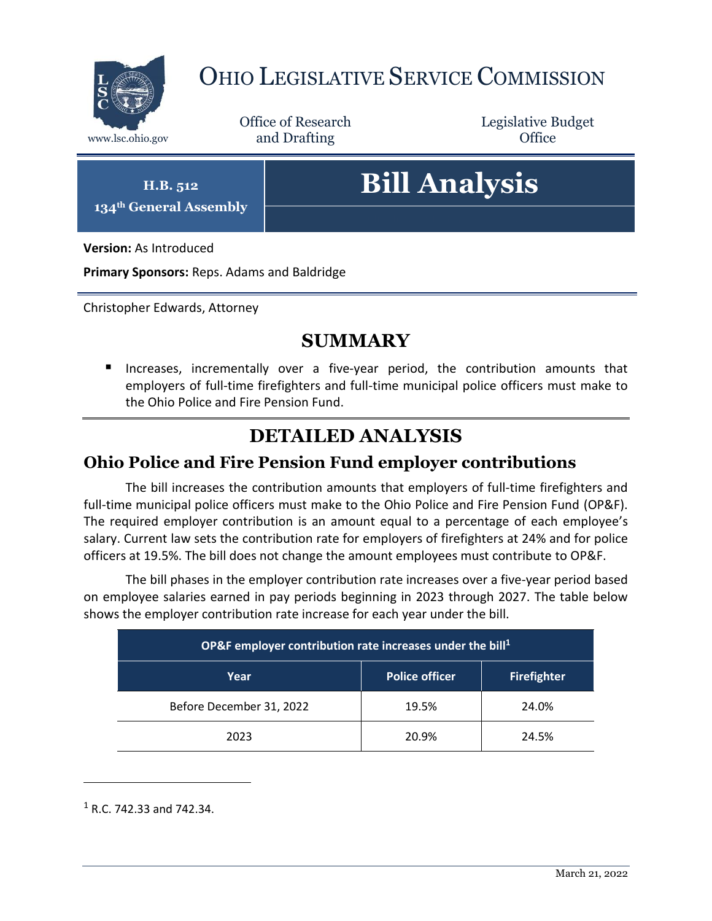# Ohio Legislative Service Commission

www.lsc.ohio.gov

Office of Research and Drafting

Legislative Budget Office

**H.B. 512**
**134th General Assembly**

# Bill Analysis

**Version:** As Introduced

**Primary Sponsors:** Reps. Adams and Baldridge

Christopher Edwards, Attorney

## SUMMARY

- Increases, incrementally over a five-year period, the contribution amounts that employers of full-time firefighters and full-time municipal police officers must make to the Ohio Police and Fire Pension Fund.

## DETAILED ANALYSIS

### Ohio Police and Fire Pension Fund employer contributions

The bill increases the contribution amounts that employers of full-time firefighters and full-time municipal police officers must make to the Ohio Police and Fire Pension Fund (OP&F). The required employer contribution is an amount equal to a percentage of each employee's salary. Current law sets the contribution rate for employers of firefighters at 24% and for police officers at 19.5%. The bill does not change the amount employees must contribute to OP&F.

The bill phases in the employer contribution rate increases over a five-year period based on employee salaries earned in pay periods beginning in 2023 through 2027. The table below shows the employer contribution rate increase for each year under the bill.

| OP&F employer contribution rate increases under the bill[1] | | |
|---|---|---|
| Year | Police officer | Firefighter |
| Before December 31, 2022 | 19.5% | 24.0% |
| 2023 | 20.9% | 24.5% |

[1] R.C. 742.33 and 742.34.

March 21, 2022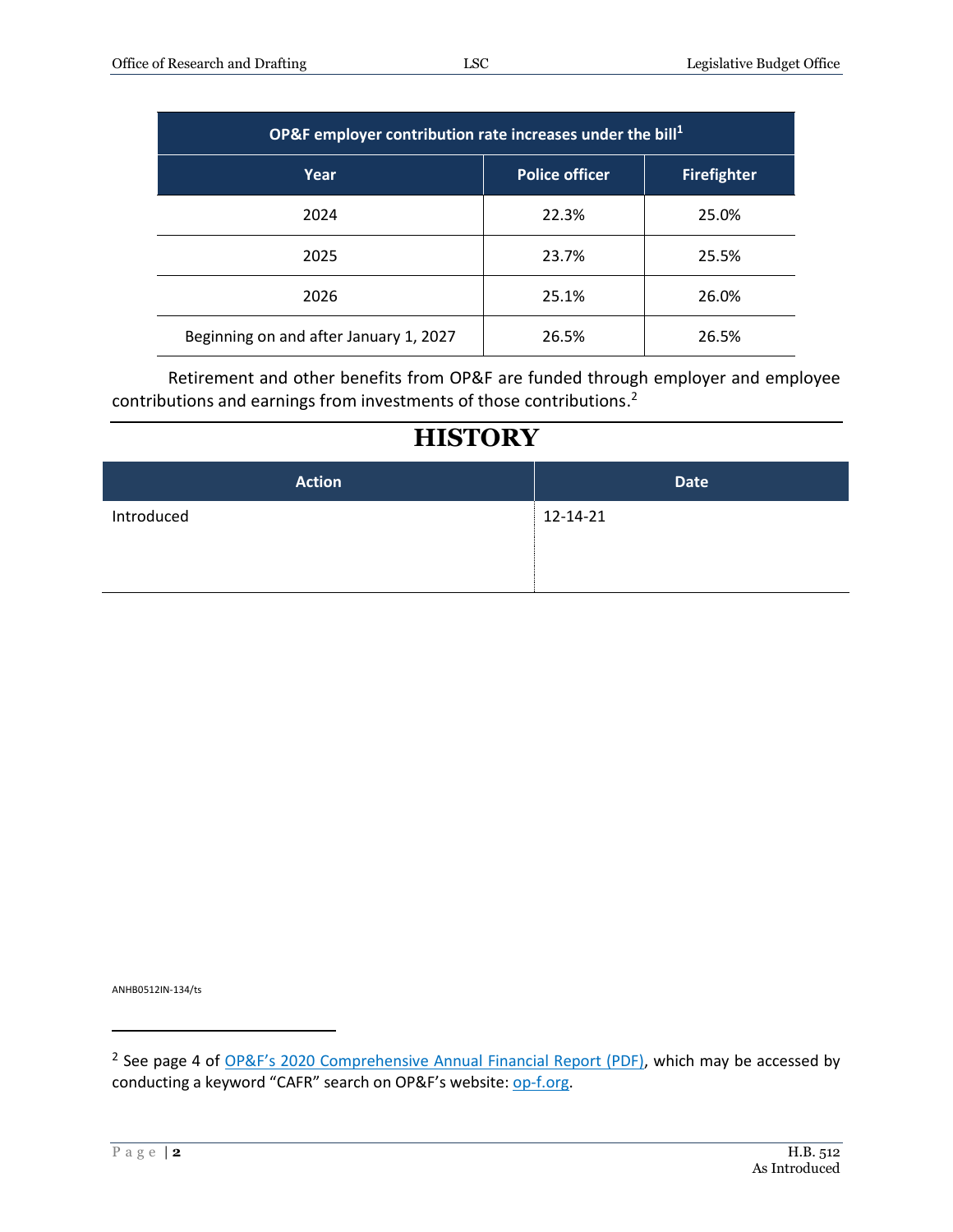| OP&F employer contribution rate increases under the bill[1] | | |
|---|---|---|
| Year | Police officer | Firefighter |
| 2024 | 22.3% | 25.0% |
| 2025 | 23.7% | 25.5% |
| 2026 | 25.1% | 26.0% |
| Beginning on and after January 1, 2027 | 26.5% | 26.5% |

Retirement and other benefits from OP&F are funded through employer and employee contributions and earnings from investments of those contributions.[2]

# HISTORY

| Action | Date |
|---|---|
| Introduced | 12-14-21 |

ANHB0512IN-134/ts

[2] See page 4 of OP&F's 2020 Comprehensive Annual Financial Report (PDF), which may be accessed by conducting a keyword "CAFR" search on OP&F's website: op-f.org.